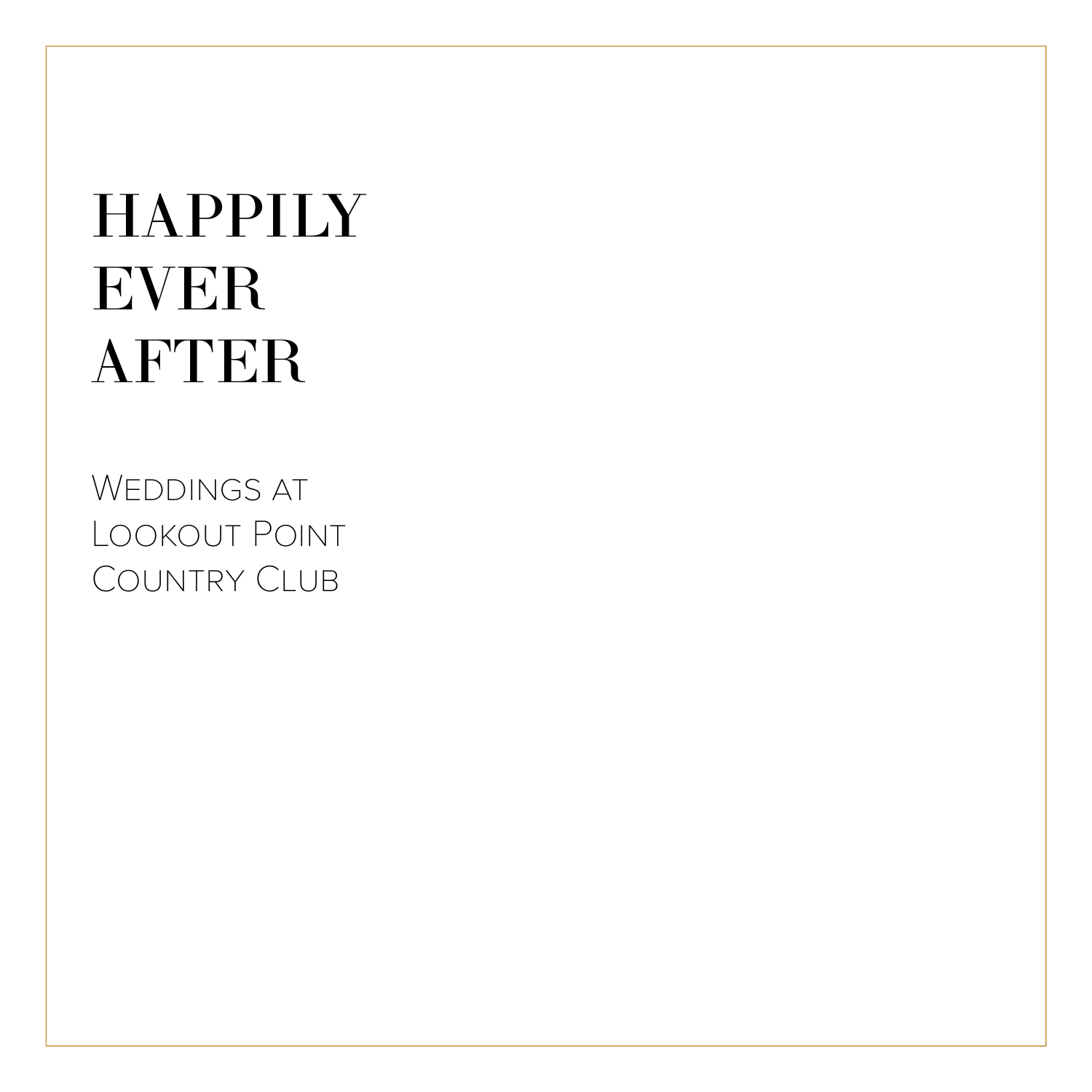# HAPPILY EVER AFTER

Weddings at Lookout Point Country Club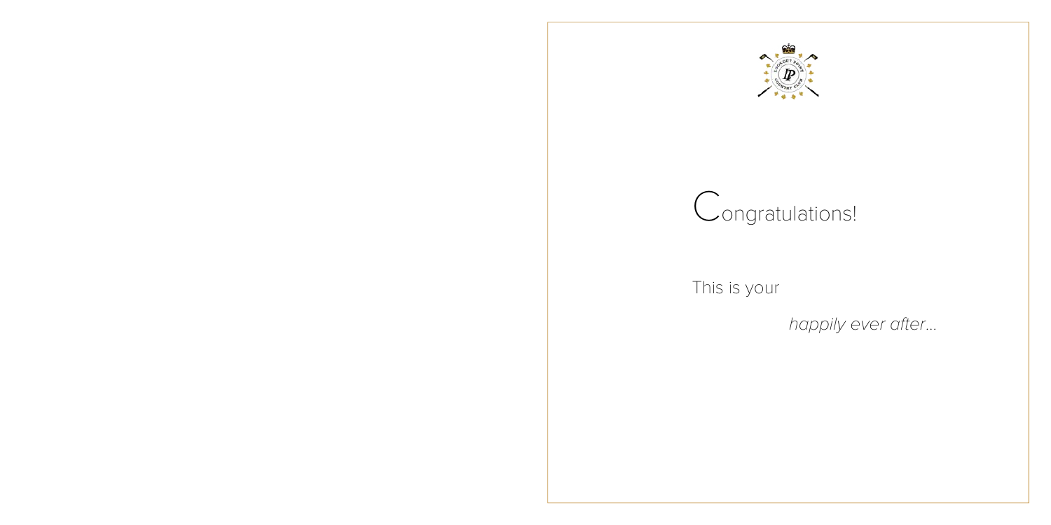# Congratulations!

This is your

*happily ever after...*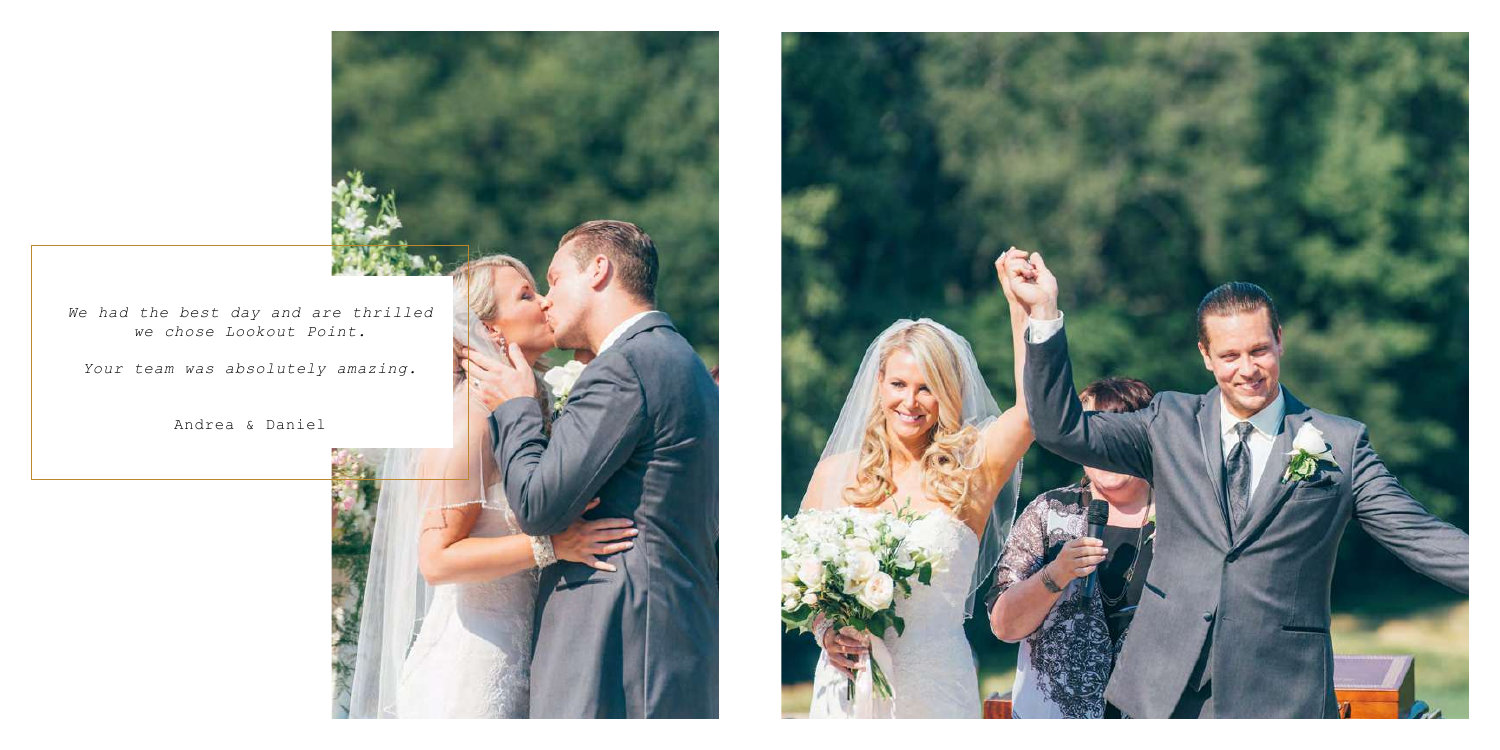*We had the best day and are thrilled we chose Lookout Point.*

*Your team was absolutely amazing.*

Andrea & Daniel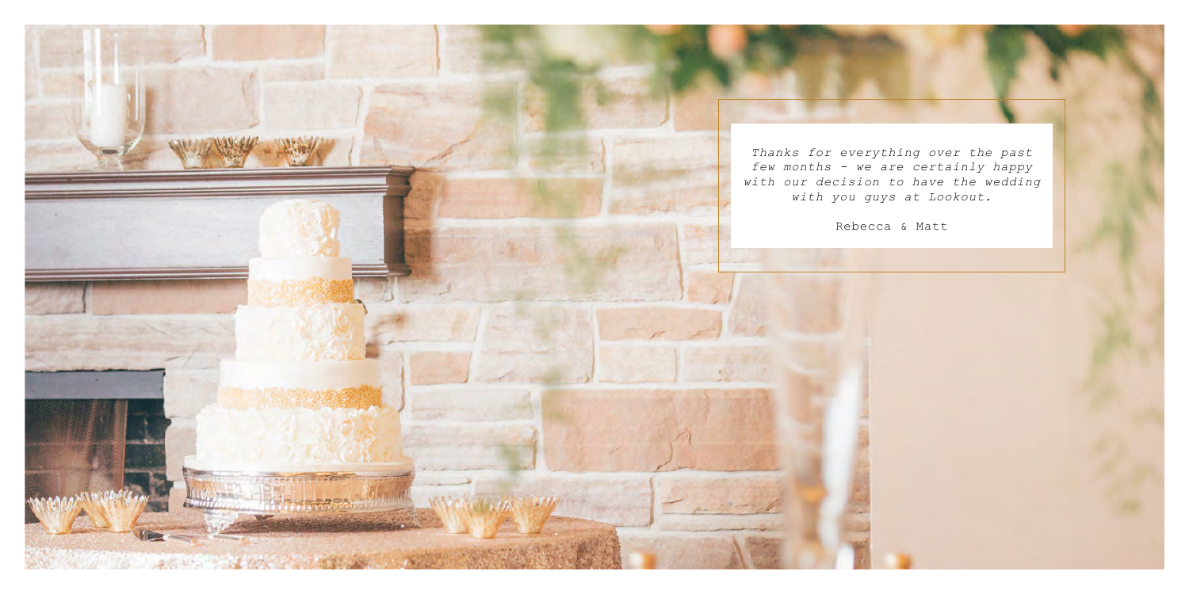*Thanks for everything over the past few months - we are certainly happy with our decision to have the wedding with you guys at Lookout.*

Rebecca & Matt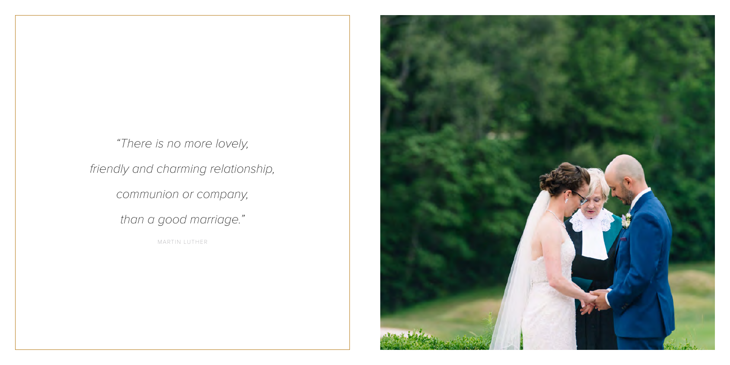*"There is no more lovely,*

*friendly and charming relationship,*

*communion or company,*

*than a good marriage."*

MARTIN LUTHER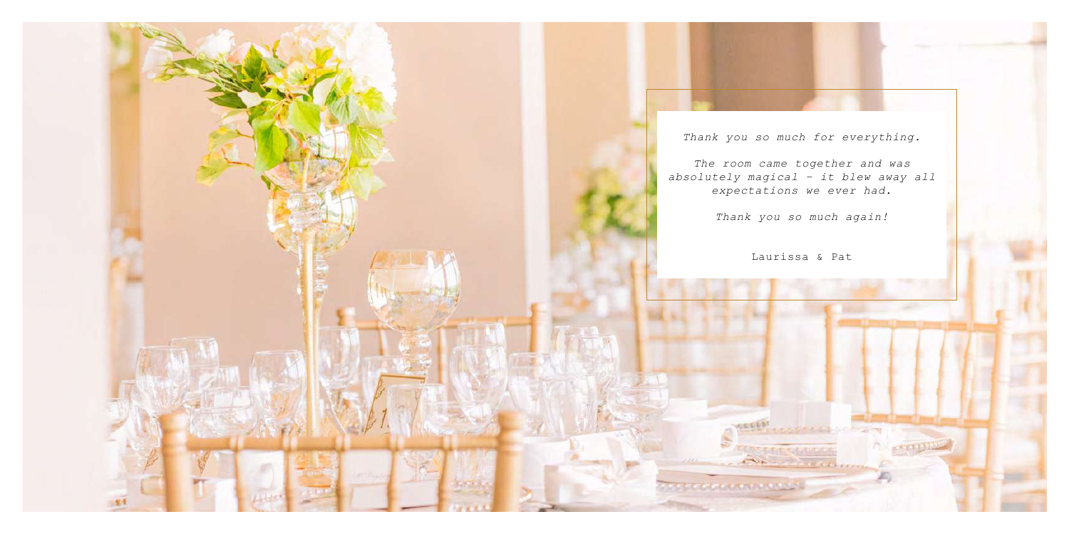*Thank you so much for everything.*

*The room came together and was absolutely magical – it blew away all expectations we ever had.*

*Thank you so much again!*

Laurissa & Pat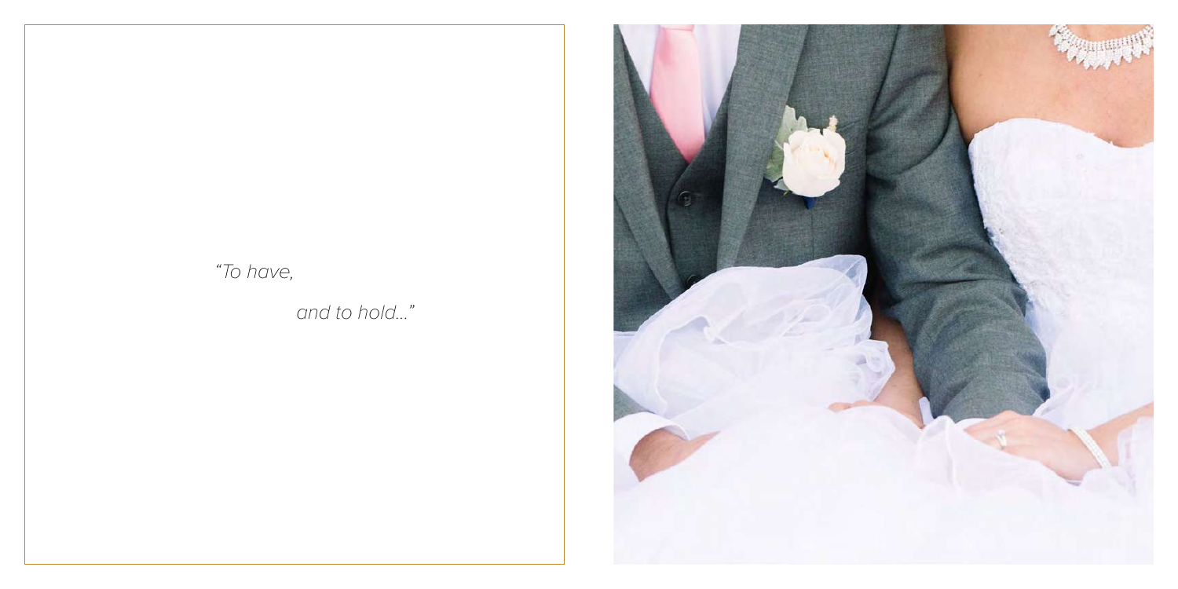*"To have,*

*and to hold..."*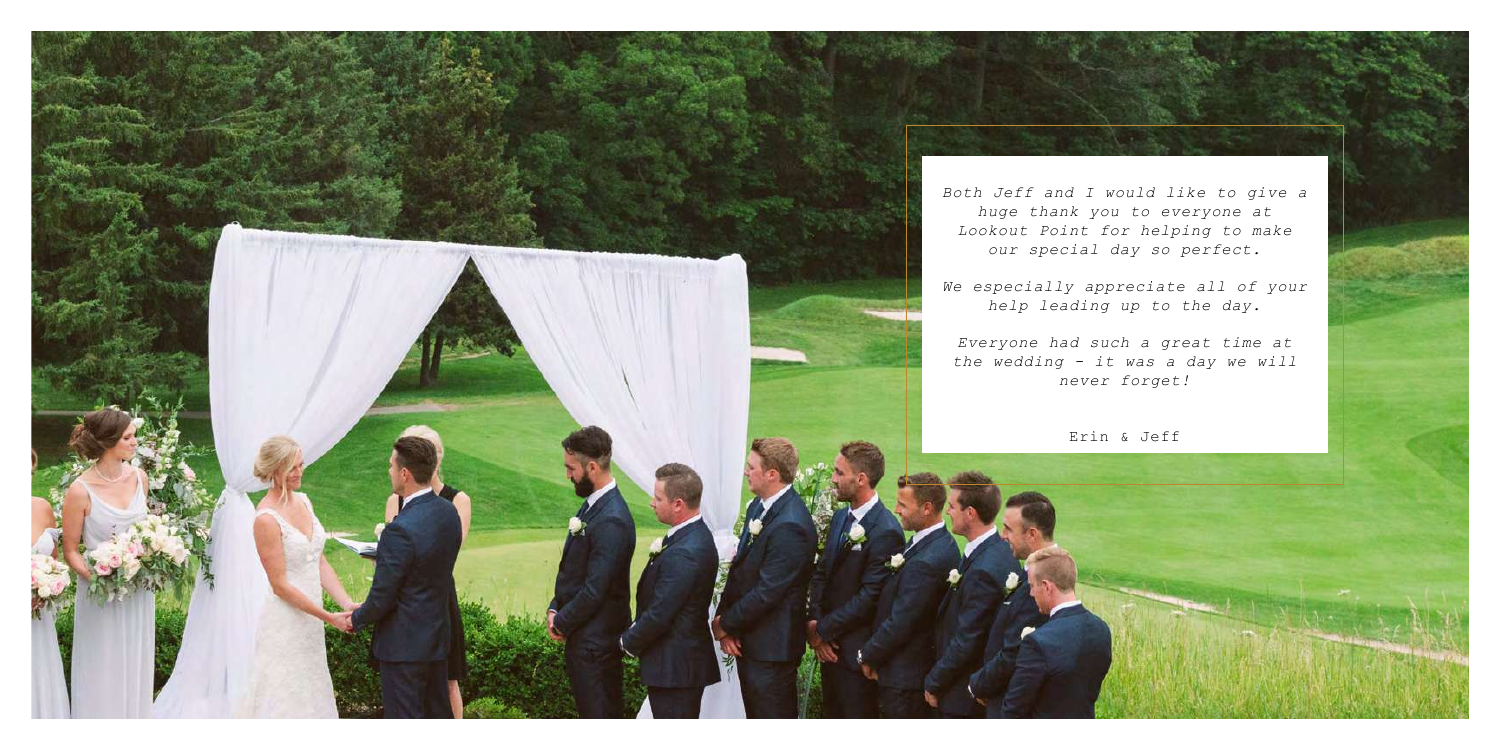*Both Jeff and I would like to give a huge thank you to everyone at Lookout Point for helping to make our special day so perfect.*

*We especially appreciate all of your help leading up to the day.*

*Everyone had such a great time at the wedding - it was a day we will never forget!*

Erin & Jeff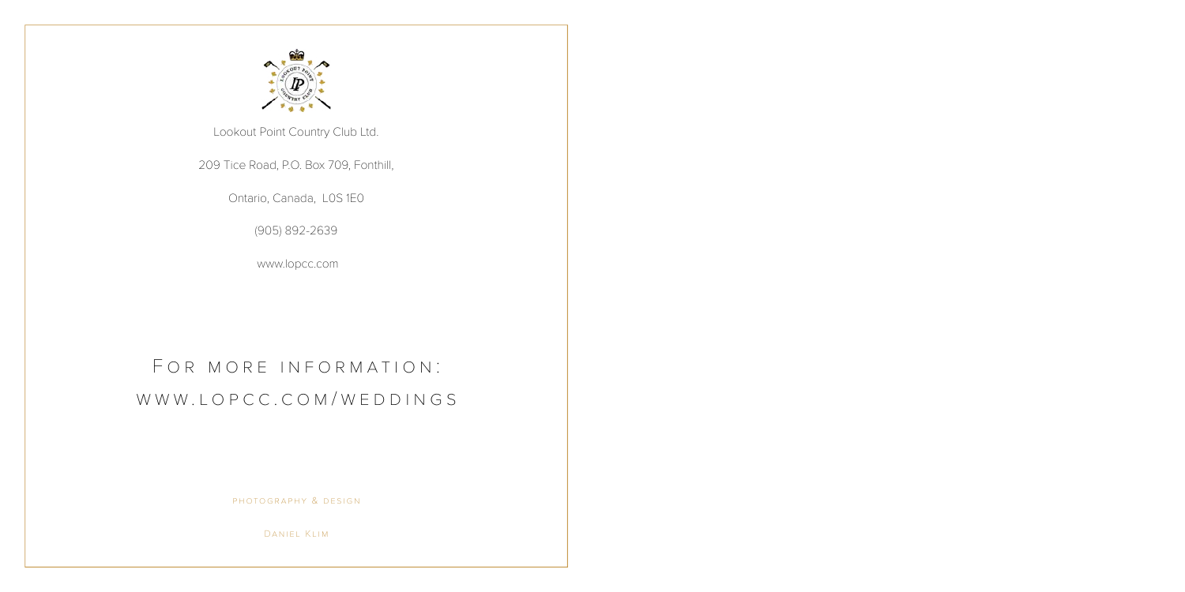Lookout Point Country Club Ltd.

209 Tice Road, P.O. Box 709, Fonthill,

Ontario, Canada, L0S 1E0

(905) 892-2639

www.lopcc.com

## For more information:

## www.lopcc.com/weddings

photography & design

Daniel Klim